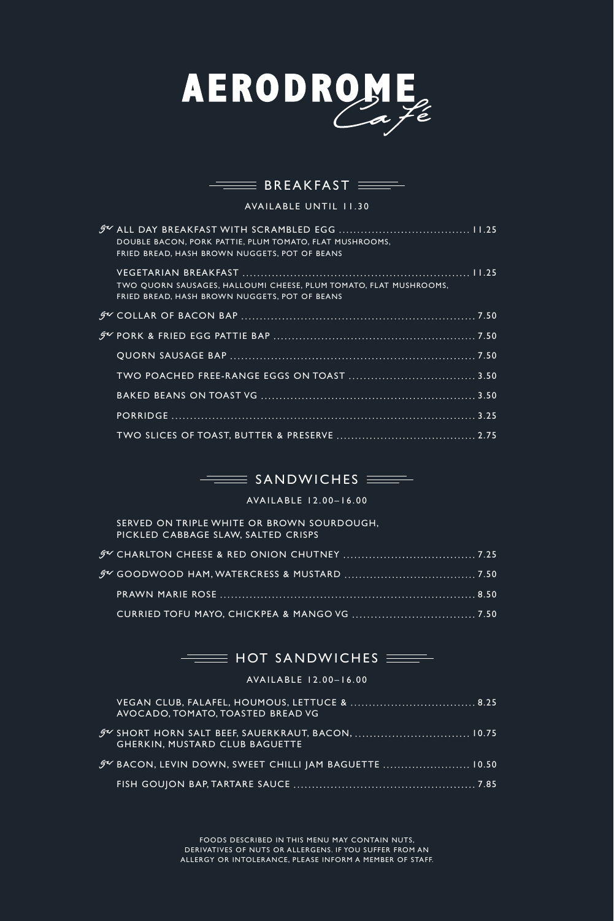# AERODROME Café

## BREAKFAST

AVAILABLE UNTIL 11.30

GF ALL DAY BREAKFAST WITH SCRAMBLED EGG .......... 11.25
DOUBLE BACON, PORK PATTIE, PLUM TOMATO, FLAT MUSHROOMS, FRIED BREAD, HASH BROWN NUGGETS, POT OF BEANS

VEGETARIAN BREAKFAST .......... 11.25
TWO QUORN SAUSAGES, HALLOUMI CHEESE, PLUM TOMATO, FLAT MUSHROOMS, FRIED BREAD, HASH BROWN NUGGETS, POT OF BEANS

GF COLLAR OF BACON BAP .......... 7.50

GF PORK & FRIED EGG PATTIE BAP .......... 7.50

QUORN SAUSAGE BAP .......... 7.50

TWO POACHED FREE-RANGE EGGS ON TOAST .......... 3.50

BAKED BEANS ON TOAST VG .......... 3.50

PORRIDGE .......... 3.25

TWO SLICES OF TOAST, BUTTER & PRESERVE .......... 2.75

## SANDWICHES

AVAILABLE 12.00–16.00

SERVED ON TRIPLE WHITE OR BROWN SOURDOUGH, PICKLED CABBAGE SLAW, SALTED CRISPS

GF CHARLTON CHEESE & RED ONION CHUTNEY .......... 7.25

GF GOODWOOD HAM, WATERCRESS & MUSTARD .......... 7.50

PRAWN MARIE ROSE .......... 8.50

CURRIED TOFU MAYO, CHICKPEA & MANGO VG .......... 7.50

## HOT SANDWICHES

AVAILABLE 12.00–16.00

VEGAN CLUB, FALAFEL, HOUMOUS, LETTUCE & AVOCADO, TOMATO, TOASTED BREAD VG .......... 8.25

GF SHORT HORN SALT BEEF, SAUERKRAUT, BACON, GHERKIN, MUSTARD CLUB BAGUETTE .......... 10.75

GF BACON, LEVIN DOWN, SWEET CHILLI JAM BAGUETTE .......... 10.50

FISH GOUJON BAP, TARTARE SAUCE .......... 7.85

FOODS DESCRIBED IN THIS MENU MAY CONTAIN NUTS, DERIVATIVES OF NUTS OR ALLERGENS. IF YOU SUFFER FROM AN ALLERGY OR INTOLERANCE, PLEASE INFORM A MEMBER OF STAFF.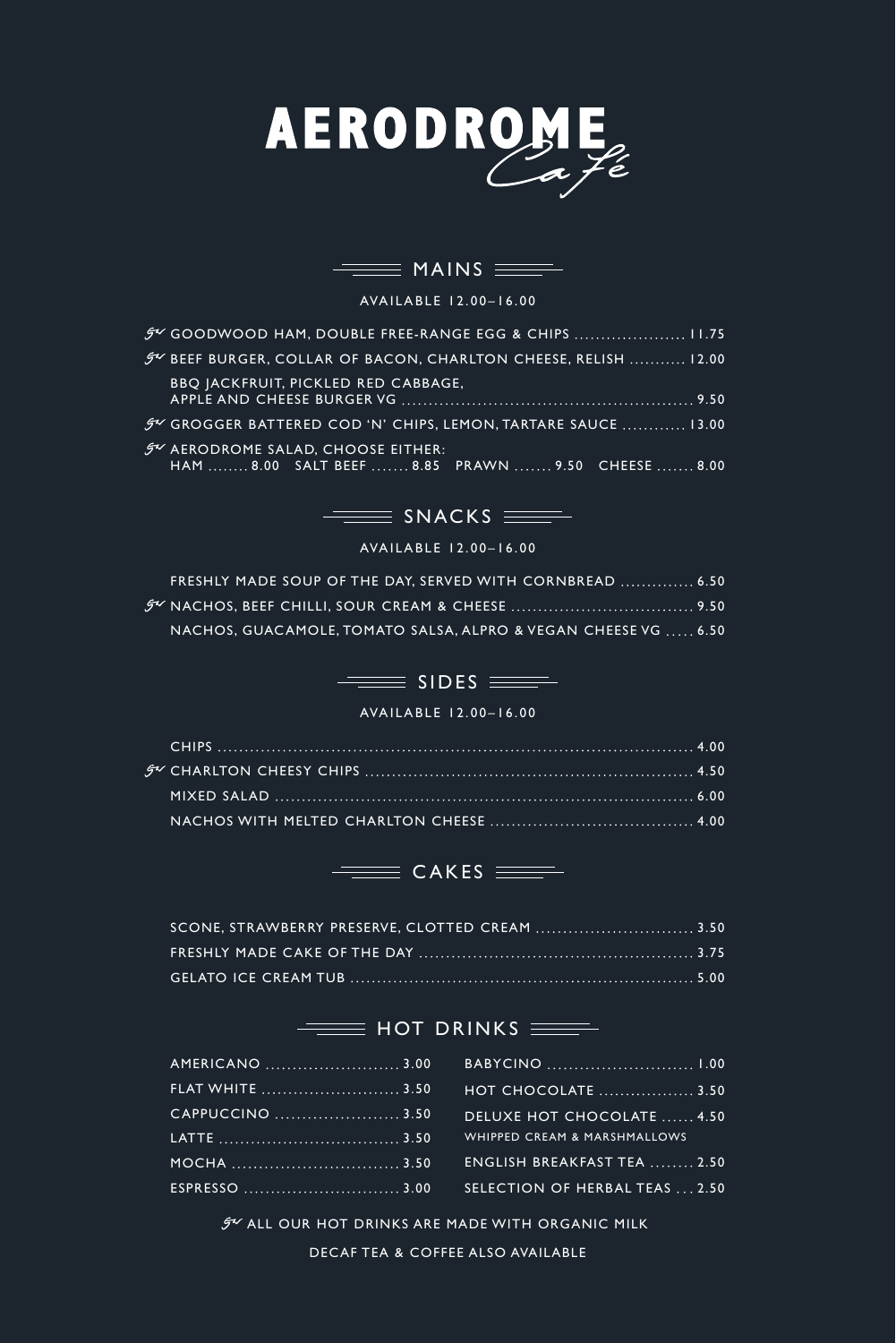# AERODROME *Café*

## MAINS

AVAILABLE 12.00–16.00

| | |
|---|---|
| GV GOODWOOD HAM, DOUBLE FREE-RANGE EGG & CHIPS | 11.75 |
| GV BEEF BURGER, COLLAR OF BACON, CHARLTON CHEESE, RELISH | 12.00 |
| BBQ JACKFRUIT, PICKLED RED CABBAGE, APPLE AND CHEESE BURGER VG | 9.50 |
| GV GROGGER BATTERED COD 'N' CHIPS, LEMON, TARTARE SAUCE | 13.00 |

GV AERODROME SALAD, CHOOSE EITHER:
HAM ........ 8.00 SALT BEEF ....... 8.85 PRAWN ....... 9.50 CHEESE ....... 8.00

## SNACKS

AVAILABLE 12.00–16.00

| | |
|---|---|
| FRESHLY MADE SOUP OF THE DAY, SERVED WITH CORNBREAD | 6.50 |
| GV NACHOS, BEEF CHILLI, SOUR CREAM & CHEESE | 9.50 |
| NACHOS, GUACAMOLE, TOMATO SALSA, ALPRO & VEGAN CHEESE VG | 6.50 |

## SIDES

AVAILABLE 12.00–16.00

| | |
|---|---|
| CHIPS | 4.00 |
| GV CHARLTON CHEESY CHIPS | 4.50 |
| MIXED SALAD | 6.00 |
| NACHOS WITH MELTED CHARLTON CHEESE | 4.00 |

## CAKES

| | |
|---|---|
| SCONE, STRAWBERRY PRESERVE, CLOTTED CREAM | 3.50 |
| FRESHLY MADE CAKE OF THE DAY | 3.75 |
| GELATO ICE CREAM TUB | 5.00 |

## HOT DRINKS

| | |
|---|---|
| AMERICANO | 3.00 |
| FLAT WHITE | 3.50 |
| CAPPUCCINO | 3.50 |
| LATTE | 3.50 |
| MOCHA | 3.50 |
| ESPRESSO | 3.00 |
| BABYCINO | 1.00 |
| HOT CHOCOLATE | 3.50 |
| DELUXE HOT CHOCOLATE<br>WHIPPED CREAM & MARSHMALLOWS | 4.50 |
| ENGLISH BREAKFAST TEA | 2.50 |
| SELECTION OF HERBAL TEAS | 2.50 |

GV ALL OUR HOT DRINKS ARE MADE WITH ORGANIC MILK

DECAF TEA & COFFEE ALSO AVAILABLE